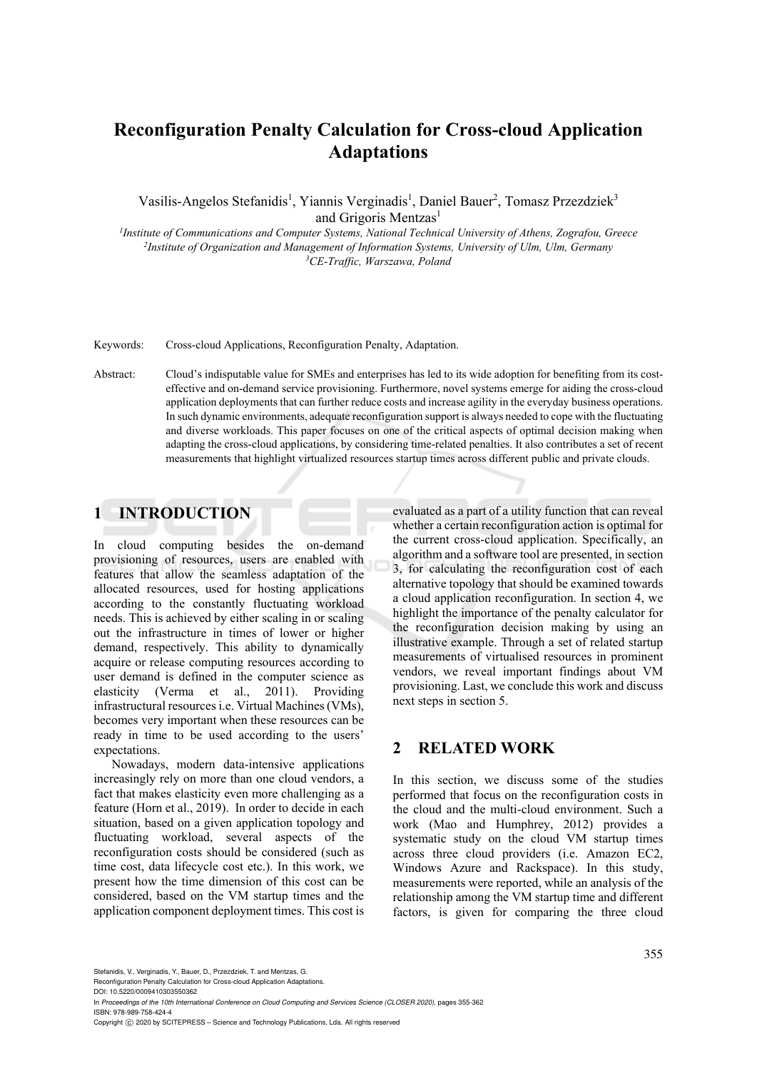# Reconfiguration Penalty Calculation for Cross-cloud Application Adaptations

Vasilis-Angelos Stefanidis[1], Yiannis Verginadis[1], Daniel Bauer[2], Tomasz Przezdziek[3] and Grigoris Mentzas[1]

[1] *Institute of Communications and Computer Systems, National Technical University of Athens, Zografou, Greece*
[2] *Institute of Organization and Management of Information Systems, University of Ulm, Ulm, Germany*
[3] *CE-Traffic, Warszawa, Poland*

Keywords: Cross-cloud Applications, Reconfiguration Penalty, Adaptation.

Abstract: Cloud's indisputable value for SMEs and enterprises has led to its wide adoption for benefiting from its cost-effective and on-demand service provisioning. Furthermore, novel systems emerge for aiding the cross-cloud application deployments that can further reduce costs and increase agility in the everyday business operations. In such dynamic environments, adequate reconfiguration support is always needed to cope with the fluctuating and diverse workloads. This paper focuses on one of the critical aspects of optimal decision making when adapting the cross-cloud applications, by considering time-related penalties. It also contributes a set of recent measurements that highlight virtualized resources startup times across different public and private clouds.

## 1 INTRODUCTION

In cloud computing besides the on-demand provisioning of resources, users are enabled with features that allow the seamless adaptation of the allocated resources, used for hosting applications according to the constantly fluctuating workload needs. This is achieved by either scaling in or scaling out the infrastructure in times of lower or higher demand, respectively. This ability to dynamically acquire or release computing resources according to user demand is defined in the computer science as elasticity (Verma et al., 2011). Providing infrastructural resources i.e. Virtual Machines (VMs), becomes very important when these resources can be ready in time to be used according to the users' expectations.

Nowadays, modern data-intensive applications increasingly rely on more than one cloud vendors, a fact that makes elasticity even more challenging as a feature (Horn et al., 2019). In order to decide in each situation, based on a given application topology and fluctuating workload, several aspects of the reconfiguration costs should be considered (such as time cost, data lifecycle cost etc.). In this work, we present how the time dimension of this cost can be considered, based on the VM startup times and the application component deployment times. This cost is evaluated as a part of a utility function that can reveal whether a certain reconfiguration action is optimal for the current cross-cloud application. Specifically, an algorithm and a software tool are presented, in section 3, for calculating the reconfiguration cost of each alternative topology that should be examined towards a cloud application reconfiguration. In section 4, we highlight the importance of the penalty calculator for the reconfiguration decision making by using an illustrative example. Through a set of related startup measurements of virtualised resources in prominent vendors, we reveal important findings about VM provisioning. Last, we conclude this work and discuss next steps in section 5.

## 2 RELATED WORK

In this section, we discuss some of the studies performed that focus on the reconfiguration costs in the cloud and the multi-cloud environment. Such a work (Mao and Humphrey, 2012) provides a systematic study on the cloud VM startup times across three cloud providers (i.e. Amazon EC2, Windows Azure and Rackspace). In this study, measurements were reported, while an analysis of the relationship among the VM startup time and different factors, is given for comparing the three cloud

Stefanidis, V., Verginadis, Y., Bauer, D., Przezdziek, T. and Mentzas, G.
Reconfiguration Penalty Calculation for Cross-cloud Application Adaptations.
DOI: 10.5220/0009410303550362
In *Proceedings of the 10th International Conference on Cloud Computing and Services Science (CLOSER 2020)*, pages 355-362
ISBN: 978-989-758-424-4
Copyright © 2020 by SCITEPRESS – Science and Technology Publications, Lda. All rights reserved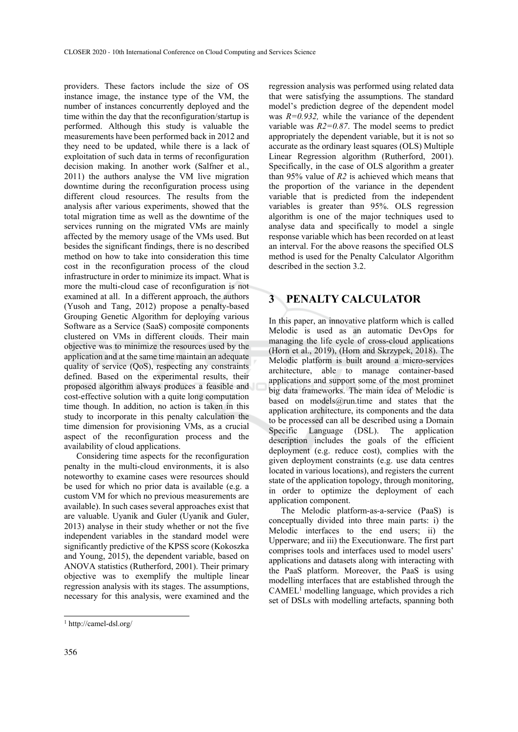providers. These factors include the size of OS instance image, the instance type of the VM, the number of instances concurrently deployed and the time within the day that the reconfiguration/startup is performed. Although this study is valuable the measurements have been performed back in 2012 and they need to be updated, while there is a lack of exploitation of such data in terms of reconfiguration decision making. In another work (Salfner et al., 2011) the authors analyse the VM live migration downtime during the reconfiguration process using different cloud resources. The results from the analysis after various experiments, showed that the total migration time as well as the downtime of the services running on the migrated VMs are mainly affected by the memory usage of the VMs used. But besides the significant findings, there is no described method on how to take into consideration this time cost in the reconfiguration process of the cloud infrastructure in order to minimize its impact. What is more the multi-cloud case of reconfiguration is not examined at all. In a different approach, the authors (Yusoh and Tang, 2012) propose a penalty-based Grouping Genetic Algorithm for deploying various Software as a Service (SaaS) composite components clustered on VMs in different clouds. Their main objective was to minimize the resources used by the application and at the same time maintain an adequate quality of service (QoS), respecting any constraints defined. Based on the experimental results, their proposed algorithm always produces a feasible and cost-effective solution with a quite long computation time though. In addition, no action is taken in this study to incorporate in this penalty calculation the time dimension for provisioning VMs, as a crucial aspect of the reconfiguration process and the availability of cloud applications.

Considering time aspects for the reconfiguration penalty in the multi-cloud environments, it is also noteworthy to examine cases were resources should be used for which no prior data is available (e.g. a custom VM for which no previous measurements are available). In such cases several approaches exist that are valuable. Uyanik and Guler (Uyanik and Guler, 2013) analyse in their study whether or not the five independent variables in the standard model were significantly predictive of the KPSS score (Kokoszka and Young, 2015), the dependent variable, based on ANOVA statistics (Rutherford, 2001). Their primary objective was to exemplify the multiple linear regression analysis with its stages. The assumptions, necessary for this analysis, were examined and the regression analysis was performed using related data that were satisfying the assumptions. The standard model's prediction degree of the dependent model was $R=0.932$, while the variance of the dependent variable was $R2=0.87$. The model seems to predict appropriately the dependent variable, but it is not so accurate as the ordinary least squares (OLS) Multiple Linear Regression algorithm (Rutherford, 2001). Specifically, in the case of OLS algorithm a greater than 95% value of $R2$ is achieved which means that the proportion of the variance in the dependent variable that is predicted from the independent variables is greater than 95%. OLS regression algorithm is one of the major techniques used to analyse data and specifically to model a single response variable which has been recorded on at least an interval. For the above reasons the specified OLS method is used for the Penalty Calculator Algorithm described in the section 3.2.

## 3 PENALTY CALCULATOR

In this paper, an innovative platform which is called Melodic is used as an automatic DevOps for managing the life cycle of cross-cloud applications (Horn et al., 2019), (Horn and Skrzypek, 2018). The Melodic platform is built around a micro-services architecture, able to manage container-based applications and support some of the most prominet big data frameworks. The main idea of Melodic is based on models@run.time and states that the application architecture, its components and the data to be processed can all be described using a Domain Specific Language (DSL). The application description includes the goals of the efficient deployment (e.g. reduce cost), complies with the given deployment constraints (e.g. use data centres located in various locations), and registers the current state of the application topology, through monitoring, in order to optimize the deployment of each application component.

The Melodic platform-as-a-service (PaaS) is conceptually divided into three main parts: i) the Melodic interfaces to the end users; ii) the Upperware; and iii) the Executionware. The first part comprises tools and interfaces used to model users' applications and datasets along with interacting with the PaaS platform. Moreover, the PaaS is using modelling interfaces that are established through the CAMEL[1] modelling language, which provides a rich set of DSLs with modelling artefacts, spanning both

[1] http://camel-dsl.org/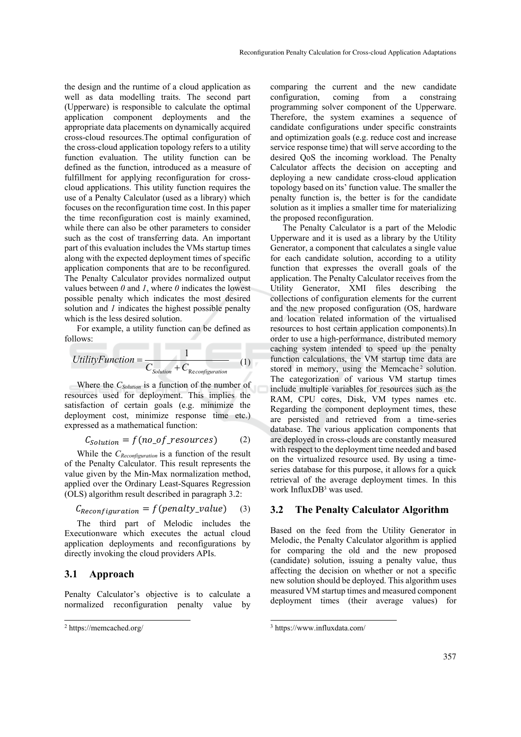the design and the runtime of a cloud application as well as data modelling traits. The second part (Upperware) is responsible to calculate the optimal application component deployments and the appropriate data placements on dynamically acquired cross-cloud resources.The optimal configuration of the cross-cloud application topology refers to a utility function evaluation. The utility function can be defined as the function, introduced as a measure of fulfillment for applying reconfiguration for cross-cloud applications. This utility function requires the use of a Penalty Calculator (used as a library) which focuses on the reconfiguration time cost. In this paper the time reconfiguration cost is mainly examined, while there can also be other parameters to consider such as the cost of transferring data. An important part of this evaluation includes the VMs startup times along with the expected deployment times of specific application components that are to be reconfigured. The Penalty Calculator provides normalized output values between *0* and *1*, where *0* indicates the lowest possible penalty which indicates the most desired solution and *1* indicates the highest possible penalty which is the less desired solution.

For example, a utility function can be defined as follows:

$$UtilityFunction = \frac{1}{C_{Solution} + C_{Reconfiguration}} \quad (1)$$

Where the $C_{Solution}$ is a function of the number of resources used for deployment. This implies the satisfaction of certain goals (e.g. minimize the deployment cost, minimize response time etc.) expressed as a mathematical function:

$$C_{Solution} = f(no\_of\_resources) \quad (2)$$

While the $C_{Reconfiguration}$ is a function of the result of the Penalty Calculator. This result represents the value given by the Min-Max normalization method, applied over the Ordinary Least-Squares Regression (OLS) algorithm result described in paragraph 3.2:

$$C_{Reconfiguration} = f(penalty\_value) \quad (3)$$

The third part of Melodic includes the Executionware which executes the actual cloud application deployments and reconfigurations by directly invoking the cloud providers APIs.

### 3.1 Approach

Penalty Calculator's objective is to calculate a normalized reconfiguration penalty value by comparing the current and the new candidate configuration, coming from a constraing programming solver component of the Upperware. Therefore, the system examines a sequence of candidate configurations under specific constraints and optimization goals (e.g. reduce cost and increase service response time) that will serve according to the desired QoS the incoming workload. The Penalty Calculator affects the decision on accepting and deploying a new candidate cross-cloud application topology based on its' function value. The smaller the penalty function is, the better is for the candidate solution as it implies a smaller time for materializing the proposed reconfiguration.

The Penalty Calculator is a part of the Melodic Upperware and it is used as a library by the Utility Generator, a component that calculates a single value for each candidate solution, according to a utility function that expresses the overall goals of the application. The Penalty Calculator receives from the Utility Generator, XMI files describing the collections of configuration elements for the current and the new proposed configuration (OS, hardware and location related information of the virtualised resources to host certain application components).In order to use a high-performance, distributed memory caching system intended to speed up the penalty function calculations, the VM startup time data are stored in memory, using the Memcache[2] solution. The categorization of various VM startup times include multiple variables for resources such as the RAM, CPU cores, Disk, VM types names etc. Regarding the component deployment times, these are persisted and retrieved from a time-series database. The various application components that are deployed in cross-clouds are constantly measured with respect to the deployment time needed and based on the virtualized resource used. By using a time-series database for this purpose, it allows for a quick retrieval of the average deployment times. In this work InfluxDB[3] was used.

### 3.2 The Penalty Calculator Algorithm

Based on the feed from the Utility Generator in Melodic, the Penalty Calculator algorithm is applied for comparing the old and the new proposed (candidate) solution, issuing a penalty value, thus affecting the decision on whether or not a specific new solution should be deployed. This algorithm uses measured VM startup times and measured component deployment times (their average values) for

[2] https://memcached.org/

[3] https://www.influxdata.com/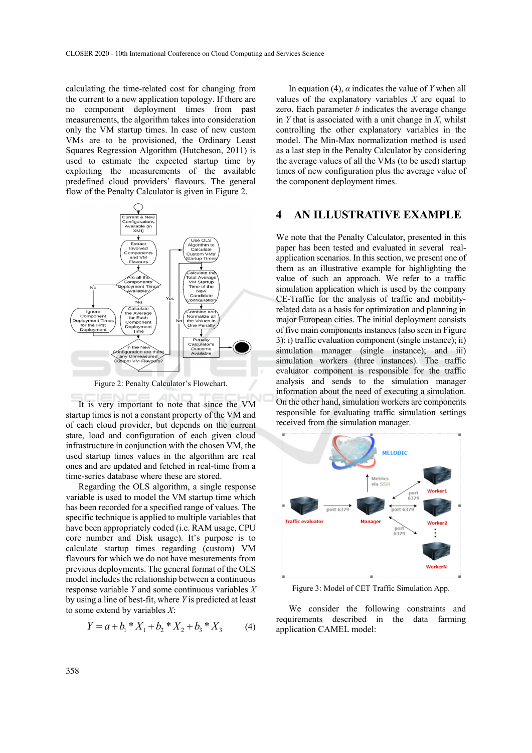calculating the time-related cost for changing from the current to a new application topology. If there are no component deployment times from past measurements, the algorithm takes into consideration only the VM startup times. In case of new custom VMs are to be provisioned, the Ordinary Least Squares Regression Algorithm (Hutcheson, 2011) is used to estimate the expected startup time by exploiting the measurements of the available predefined cloud providers' flavours. The general flow of the Penalty Calculator is given in Figure 2.

Figure 2: Penalty Calculator's Flowchart.

It is very important to note that since the VM startup times is not a constant property of the VM and of each cloud provider, but depends on the current state, load and configuration of each given cloud infrastructure in conjunction with the chosen VM, the used startup times values in the algorithm are real ones and are updated and fetched in real-time from a time-series database where these are stored.

Regarding the OLS algorithm, a single response variable is used to model the VM startup time which has been recorded for a specified range of values. The specific technique is applied to multiple variables that have been appropriately coded (i.e. RAM usage, CPU core number and Disk usage). It's purpose is to calculate startup times regarding (custom) VM flavours for which we do not have mesurements from previous deployments. The general format of the OLS model includes the relationship between a continuous response variable *Y* and some continuous variables *X* by using a line of best-fit, where *Y* is predicted at least to some extend by variables *X*:

$$Y = a + b_1 * X_1 + b_2 * X_2 + b_3 * X_3 \qquad (4)$$

In equation (4), $a$ indicates the value of *Y* when all values of the explanatory variables *X* are equal to zero. Each parameter $b$ indicates the average change in *Y* that is associated with a unit change in *X*, whilst controlling the other explanatory variables in the model. The Min-Max normalization method is used as a last step in the Penalty Calculator by considering the average values of all the VMs (to be used) startup times of new configuration plus the average value of the component deployment times.

## 4 AN ILLUSTRATIVE EXAMPLE

We note that the Penalty Calculator, presented in this paper has been tested and evaluated in several real-application scenarios. In this section, we present one of them as an illustrative example for highlighting the value of such an approach. We refer to a traffic simulation application which is used by the company CE-Traffic for the analysis of traffic and mobility-related data as a basis for optimization and planning in major European cities. The initial deployment consists of five main components instances (also seen in Figure 3): i) traffic evaluation component (single instance); ii) simulation manager (single instance); and iii) simulation workers (three instances). The traffic evaluator component is responsible for the traffic analysis and sends to the simulation manager information about the need of executing a simulation. On the other hand, simulation workers are components responsible for evaluating traffic simulation settings received from the simulation manager.

Figure 3: Model of CET Traffic Simulation App.

We consider the following constraints and requirements described in the data farming application CAMEL model: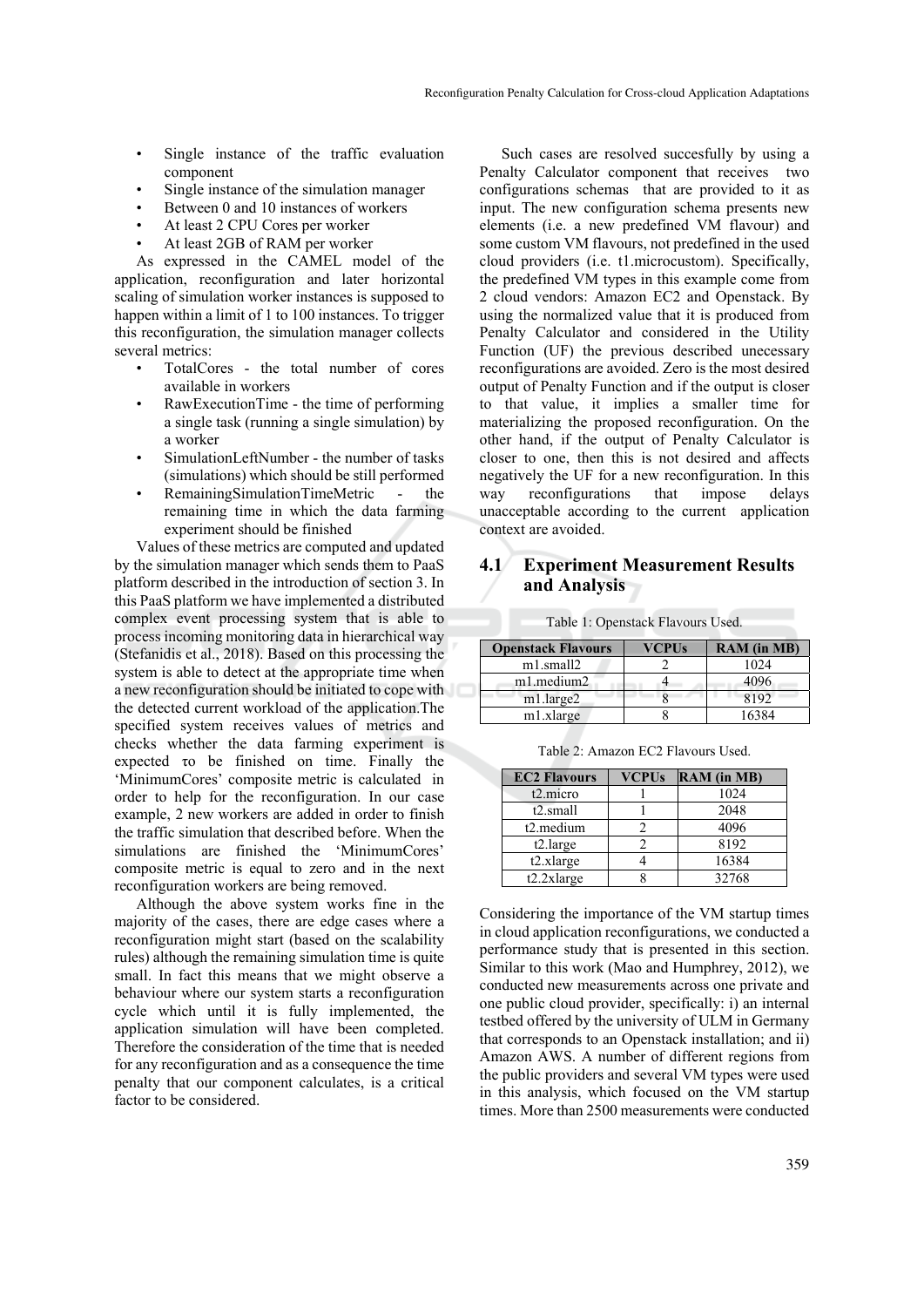- Single instance of the traffic evaluation component
- Single instance of the simulation manager
- Between 0 and 10 instances of workers
- At least 2 CPU Cores per worker
- At least 2GB of RAM per worker

As expressed in the CAMEL model of the application, reconfiguration and later horizontal scaling of simulation worker instances is supposed to happen within a limit of 1 to 100 instances. To trigger this reconfiguration, the simulation manager collects several metrics:

- TotalCores - the total number of cores available in workers
- RawExecutionTime - the time of performing a single task (running a single simulation) by a worker
- SimulationLeftNumber - the number of tasks (simulations) which should be still performed
- RemainingSimulationTimeMetric - the remaining time in which the data farming experiment should be finished

Values of these metrics are computed and updated by the simulation manager which sends them to PaaS platform described in the introduction of section 3. In this PaaS platform we have implemented a distributed complex event processing system that is able to process incoming monitoring data in hierarchical way (Stefanidis et al., 2018). Based on this processing the system is able to detect at the appropriate time when a new reconfiguration should be initiated to cope with the detected current workload of the application.The specified system receives values of metrics and checks whether the data farming experiment is expected τo be finished on time. Finally the 'MinimumCores' composite metric is calculated in order to help for the reconfiguration. In our case example, 2 new workers are added in order to finish the traffic simulation that described before. When the simulations are finished the 'MinimumCores' composite metric is equal to zero and in the next reconfiguration workers are being removed.

Although the above system works fine in the majority of the cases, there are edge cases where a reconfiguration might start (based on the scalability rules) although the remaining simulation time is quite small. In fact this means that we might observe a behaviour where our system starts a reconfiguration cycle which until it is fully implemented, the application simulation will have been completed. Therefore the consideration of the time that is needed for any reconfiguration and as a consequence the time penalty that our component calculates, is a critical factor to be considered.

Such cases are resolved succesfully by using a Penalty Calculator component that receives two configurations schemas that are provided to it as input. The new configuration schema presents new elements (i.e. a new predefined VM flavour) and some custom VM flavours, not predefined in the used cloud providers (i.e. t1.microcustom). Specifically, the predefined VM types in this example come from 2 cloud vendors: Amazon EC2 and Openstack. By using the normalized value that it is produced from Penalty Calculator and considered in the Utility Function (UF) the previous described unecessary reconfigurations are avoided. Zero is the most desired output of Penalty Function and if the output is closer to that value, it implies a smaller time for materializing the proposed reconfiguration. On the other hand, if the output of Penalty Calculator is closer to one, then this is not desired and affects negatively the UF for a new reconfiguration. In this way reconfigurations that impose delays unacceptable according to the current application context are avoided.

### 4.1 Experiment Measurement Results and Analysis

Table 1: Openstack Flavours Used.

| Openstack Flavours | VCPUs | RAM (in MB) |
|---|---|---|
| m1.small2 | 2 | 1024 |
| m1.medium2 | 4 | 4096 |
| m1.large2 | 8 | 8192 |
| m1.xlarge | 8 | 16384 |

Table 2: Amazon EC2 Flavours Used.

| EC2 Flavours | VCPUs | RAM (in MB) |
|---|---|---|
| t2.micro | 1 | 1024 |
| t2.small | 1 | 2048 |
| t2.medium | 2 | 4096 |
| t2.large | 2 | 8192 |
| t2.xlarge | 4 | 16384 |
| t2.2xlarge | 8 | 32768 |

Considering the importance of the VM startup times in cloud application reconfigurations, we conducted a performance study that is presented in this section. Similar to this work (Mao and Humphrey, 2012), we conducted new measurements across one private and one public cloud provider, specifically: i) an internal testbed offered by the university of ULM in Germany that corresponds to an Openstack installation; and ii) Amazon AWS. A number of different regions from the public providers and several VM types were used in this analysis, which focused on the VM startup times. More than 2500 measurements were conducted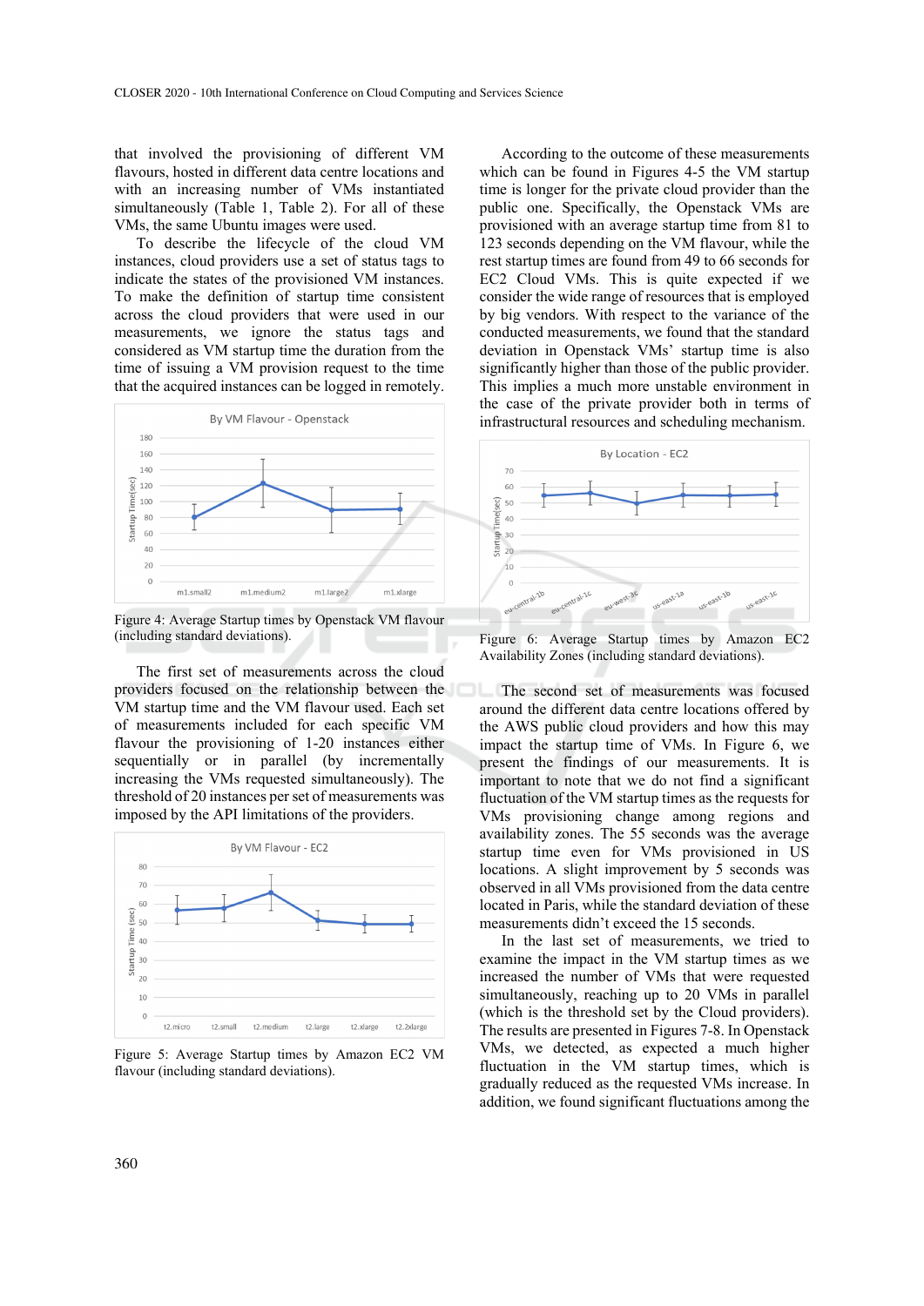that involved the provisioning of different VM flavours, hosted in different data centre locations and with an increasing number of VMs instantiated simultaneously (Table 1, Table 2). For all of these VMs, the same Ubuntu images were used.

To describe the lifecycle of the cloud VM instances, cloud providers use a set of status tags to indicate the states of the provisioned VM instances. To make the definition of startup time consistent across the cloud providers that were used in our measurements, we ignore the status tags and considered as VM startup time the duration from the time of issuing a VM provision request to the time that the acquired instances can be logged in remotely.

Figure 4: Average Startup times by Openstack VM flavour (including standard deviations).

The first set of measurements across the cloud providers focused on the relationship between the VM startup time and the VM flavour used. Each set of measurements included for each specific VM flavour the provisioning of 1-20 instances either sequentially or in parallel (by incrementally increasing the VMs requested simultaneously). The threshold of 20 instances per set of measurements was imposed by the API limitations of the providers.

Figure 5: Average Startup times by Amazon EC2 VM flavour (including standard deviations).

According to the outcome of these measurements which can be found in Figures 4-5 the VM startup time is longer for the private cloud provider than the public one. Specifically, the Openstack VMs are provisioned with an average startup time from 81 to 123 seconds depending on the VM flavour, while the rest startup times are found from 49 to 66 seconds for EC2 Cloud VMs. This is quite expected if we consider the wide range of resources that is employed by big vendors. With respect to the variance of the conducted measurements, we found that the standard deviation in Openstack VMs' startup time is also significantly higher than those of the public provider. This implies a much more unstable environment in the case of the private provider both in terms of infrastructural resources and scheduling mechanism.

Figure 6: Average Startup times by Amazon EC2 Availability Zones (including standard deviations).

The second set of measurements was focused around the different data centre locations offered by the AWS public cloud providers and how this may impact the startup time of VMs. In Figure 6, we present the findings of our measurements. It is important to note that we do not find a significant fluctuation of the VM startup times as the requests for VMs provisioning change among regions and availability zones. The 55 seconds was the average startup time even for VMs provisioned in US locations. A slight improvement by 5 seconds was observed in all VMs provisioned from the data centre located in Paris, while the standard deviation of these measurements didn't exceed the 15 seconds.

In the last set of measurements, we tried to examine the impact in the VM startup times as we increased the number of VMs that were requested simultaneously, reaching up to 20 VMs in parallel (which is the threshold set by the Cloud providers). The results are presented in Figures 7-8. In Openstack VMs, we detected, as expected a much higher fluctuation in the VM startup times, which is gradually reduced as the requested VMs increase. In addition, we found significant fluctuations among the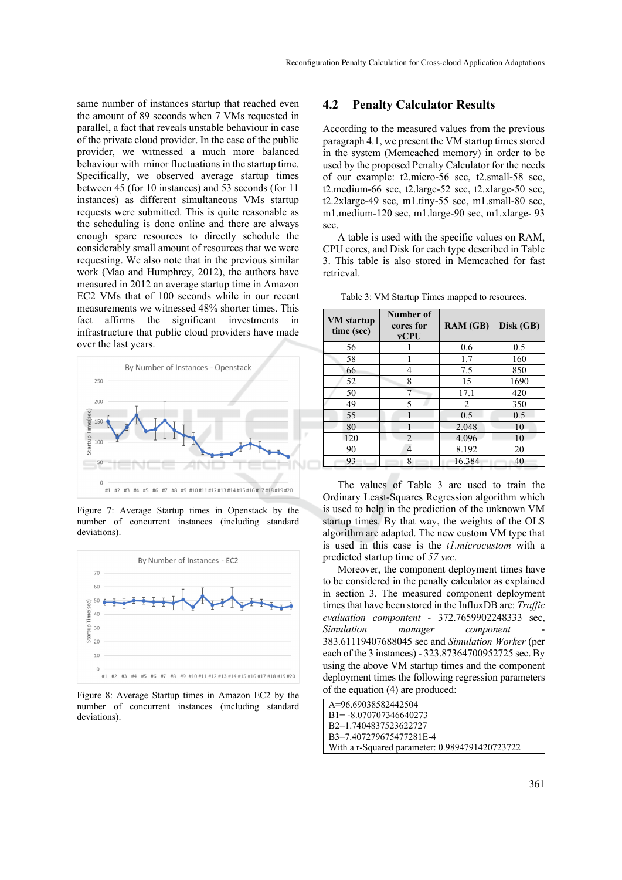same number of instances startup that reached even the amount of 89 seconds when 7 VMs requested in parallel, a fact that reveals unstable behaviour in case of the private cloud provider. In the case of the public provider, we witnessed a much more balanced behaviour with minor fluctuations in the startup time. Specifically, we observed average startup times between 45 (for 10 instances) and 53 seconds (for 11 instances) as different simultaneous VMs startup requests were submitted. This is quite reasonable as the scheduling is done online and there are always enough spare resources to directly schedule the considerably small amount of resources that we were requesting. We also note that in the previous similar work (Mao and Humphrey, 2012), the authors have measured in 2012 an average startup time in Amazon EC2 VMs that of 100 seconds while in our recent measurements we witnessed 48% shorter times. This fact affirms the significant investments in infrastructure that public cloud providers have made over the last years.

Figure 7: Average Startup times in Openstack by the number of concurrent instances (including standard deviations).

Figure 8: Average Startup times in Amazon EC2 by the number of concurrent instances (including standard deviations).

## 4.2 Penalty Calculator Results

According to the measured values from the previous paragraph 4.1, we present the VM startup times stored in the system (Memcached memory) in order to be used by the proposed Penalty Calculator for the needs of our example: t2.micro-56 sec, t2.small-58 sec, t2.medium-66 sec, t2.large-52 sec, t2.xlarge-50 sec, t2.2xlarge-49 sec, m1.tiny-55 sec, m1.small-80 sec, m1.medium-120 sec, m1.large-90 sec, m1.xlarge- 93 sec.

A table is used with the specific values on RAM, CPU cores, and Disk for each type described in Table 3. This table is also stored in Memcached for fast retrieval.

Table 3: VM Startup Times mapped to resources.

| VM startup time (sec) | Number of cores for vCPU | RAM (GB) | Disk (GB) |
|---|---|---|---|
| 56 | 1 | 0.6 | 0.5 |
| 58 | 1 | 1.7 | 160 |
| 66 | 4 | 7.5 | 850 |
| 52 | 8 | 15 | 1690 |
| 50 | 7 | 17.1 | 420 |
| 49 | 5 | 2 | 350 |
| 55 | 1 | 0.5 | 0.5 |
| 80 | 1 | 2.048 | 10 |
| 120 | 2 | 4.096 | 10 |
| 90 | 4 | 8.192 | 20 |
| 93 | 8 | 16.384 | 40 |

The values of Table 3 are used to train the Ordinary Least-Squares Regression algorithm which is used to help in the prediction of the unknown VM startup times. By that way, the weights of the OLS algorithm are adapted. The new custom VM type that is used in this case is the *t1.microcustom* with a predicted startup time of *57 sec*.

Moreover, the component deployment times have to be considered in the penalty calculator as explained in section 3. The measured component deployment times that have been stored in the InfluxDB are: *Traffic evaluation compontent* - 372.7659902248333 sec, *Simulation manager component* - 383.61119407688045 sec and *Simulation Worker* (per each of the 3 instances) - 323.87364700952725 sec. By using the above VM startup times and the component deployment times the following regression parameters of the equation (4) are produced:

A=96.69038582442504
B1= -8.070707346640273
B2=1.7404837523622727
B3=7.407279675477281E-4
With a r-Squared parameter: 0.9894791420723722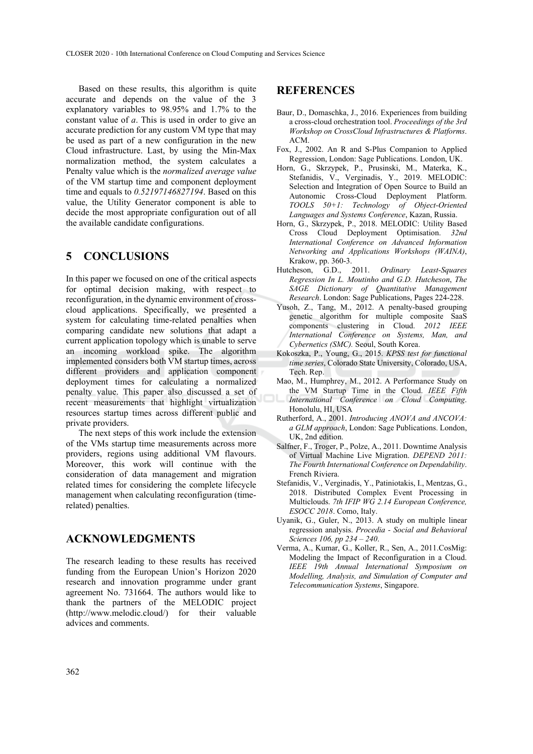Based on these results, this algorithm is quite accurate and depends on the value of the 3 explanatory variables to 98.95% and 1.7% to the constant value of $a$. This is used in order to give an accurate prediction for any custom VM type that may be used as part of a new configuration in the new Cloud infrastructure. Last, by using the Min-Max normalization method, the system calculates a Penalty value which is the *normalized average value* of the VM startup time and component deployment time and equals to *0.52197146827194*. Based on this value, the Utility Generator component is able to decide the most appropriate configuration out of all the available candidate configurations.

## 5 CONCLUSIONS

In this paper we focused on one of the critical aspects for optimal decision making, with respect to reconfiguration, in the dynamic environment of cross-cloud applications. Specifically, we presented a system for calculating time-related penalties when comparing candidate new solutions that adapt a current application topology which is unable to serve an incoming workload spike. The algorithm implemented considers both VM startup times, across different providers and application component deployment times for calculating a normalized penalty value. This paper also discussed a set of recent measurements that highlight virtualization resources startup times across different public and private providers.

The next steps of this work include the extension of the VMs startup time measurements across more providers, regions using additional VM flavours. Moreover, this work will continue with the consideration of data management and migration related times for considering the complete lifecycle management when calculating reconfiguration (time-related) penalties.

## ACKNOWLEDGMENTS

The research leading to these results has received funding from the European Union's Horizon 2020 research and innovation programme under grant agreement No. 731664. The authors would like to thank the partners of the MELODIC project (http://www.melodic.cloud/) for their valuable advices and comments.

## REFERENCES

Baur, D., Domaschka, J., 2016. Experiences from building a cross-cloud orchestration tool. *Proceedings of the 3rd Workshop on CrossCloud Infrastructures & Platforms*. ACM.

Fox, J., 2002. An R and S-Plus Companion to Applied Regression, London: Sage Publications. London, UK.

Horn, G., Skrzypek, P., Prusinski, M., Materka, K., Stefanidis, V., Verginadis, Y., 2019. MELODIC: Selection and Integration of Open Source to Build an Autonomic Cross-Cloud Deployment Platform. *TOOLS 50+1: Technology of Object-Oriented Languages and Systems Conference*, Kazan, Russia.

Horn, G., Skrzypek, P., 2018. MELODIC: Utility Based Cross Cloud Deployment Optimisation. *32nd International Conference on Advanced Information Networking and Applications Workshops (WAINA)*, Krakow, pp. 360-3.

Hutcheson, G.D., 2011. *Ordinary Least-Squares Regression In L. Moutinho and G.D. Hutcheson*, *The SAGE Dictionary of Quantitative Management Research*. London: Sage Publications, Pages 224-228.

Yusoh, Z., Tang, M., 2012. A penalty-based grouping genetic algorithm for multiple composite SaaS components clustering in Cloud. *2012 IEEE International Conference on Systems, Man, and Cybernetics (SMC).* Seoul, South Korea.

Kokoszka, P., Young, G., 2015. *KPSS test for functional time series*, Colorado State University, Colorado, USA, Tech. Rep.

Mao, M., Humphrey, M., 2012. A Performance Study on the VM Startup Time in the Cloud. *IEEE Fifth International Conference on Cloud Computing*. Honolulu, HI, USA

Rutherford, A., 2001. *Introducing ANOVA and ANCOVA: a GLM approach*, London: Sage Publications. London, UK, 2nd edition.

Salfner, F., Troger, P., Polze, A., 2011. Downtime Analysis of Virtual Machine Live Migration. *DEPEND 2011: The Fourth International Conference on Dependability*. French Riviera.

Stefanidis, V., Verginadis, Y., Patiniotakis, I., Mentzas, G., 2018. Distributed Complex Event Processing in Multiclouds. *7th IFIP WG 2.14 European Conference, ESOCC 2018*. Como, Italy.

Uyanik, G., Guler, N., 2013. A study on multiple linear regression analysis. *Procedia - Social and Behavioral Sciences 106, pp 234 – 240*.

Verma, A., Kumar, G., Koller, R., Sen, A., 2011.CosMig: Modeling the Impact of Reconfiguration in a Cloud. *IEEE 19th Annual International Symposium on Modelling, Analysis, and Simulation of Computer and Telecommunication Systems*, Singapore.